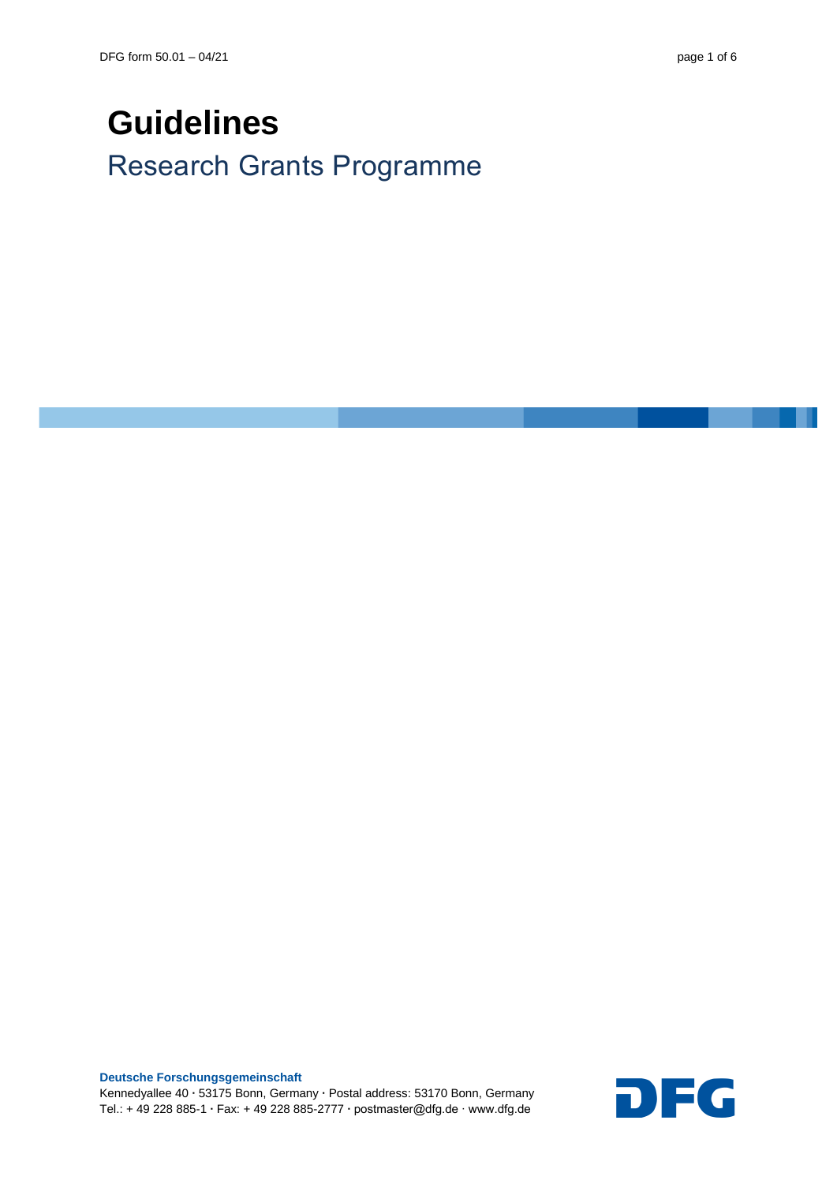# Guidelines

## Research Grants Programme

**Deutsche Forschungsgemeinschaft**
Kennedyallee 40 · 53175 Bonn, Germany · Postal address: 53170 Bonn, Germany
Tel.: + 49 228 885-1 · Fax: + 49 228 885-2777 · postmaster@dfg.de · www.dfg.de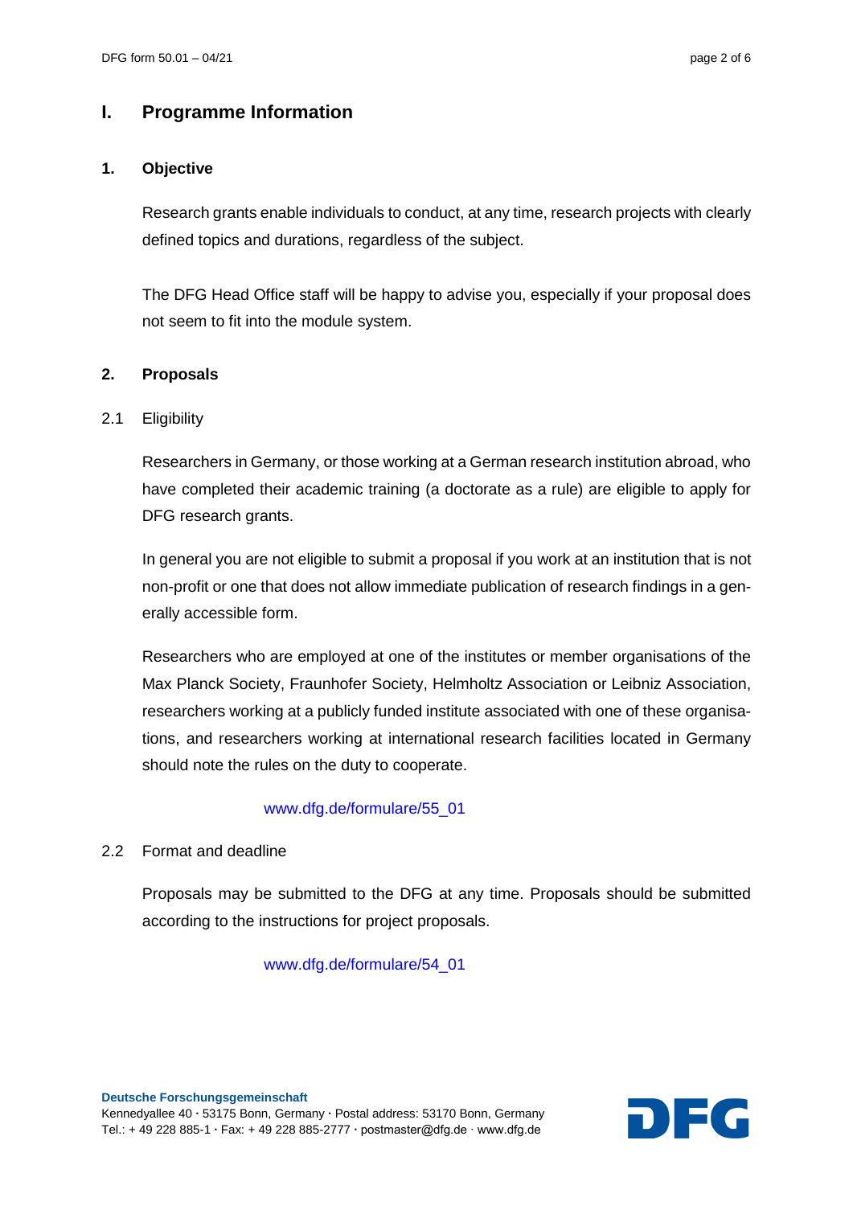# I. Programme Information

## 1. Objective

Research grants enable individuals to conduct, at any time, research projects with clearly defined topics and durations, regardless of the subject.

The DFG Head Office staff will be happy to advise you, especially if your proposal does not seem to fit into the module system.

## 2. Proposals

### 2.1 Eligibility

Researchers in Germany, or those working at a German research institution abroad, who have completed their academic training (a doctorate as a rule) are eligible to apply for DFG research grants.

In general you are not eligible to submit a proposal if you work at an institution that is not non-profit or one that does not allow immediate publication of research findings in a generally accessible form.

Researchers who are employed at one of the institutes or member organisations of the Max Planck Society, Fraunhofer Society, Helmholtz Association or Leibniz Association, researchers working at a publicly funded institute associated with one of these organisations, and researchers working at international research facilities located in Germany should note the rules on the duty to cooperate.

www.dfg.de/formulare/55_01

### 2.2 Format and deadline

Proposals may be submitted to the DFG at any time. Proposals should be submitted according to the instructions for project proposals.

www.dfg.de/formulare/54_01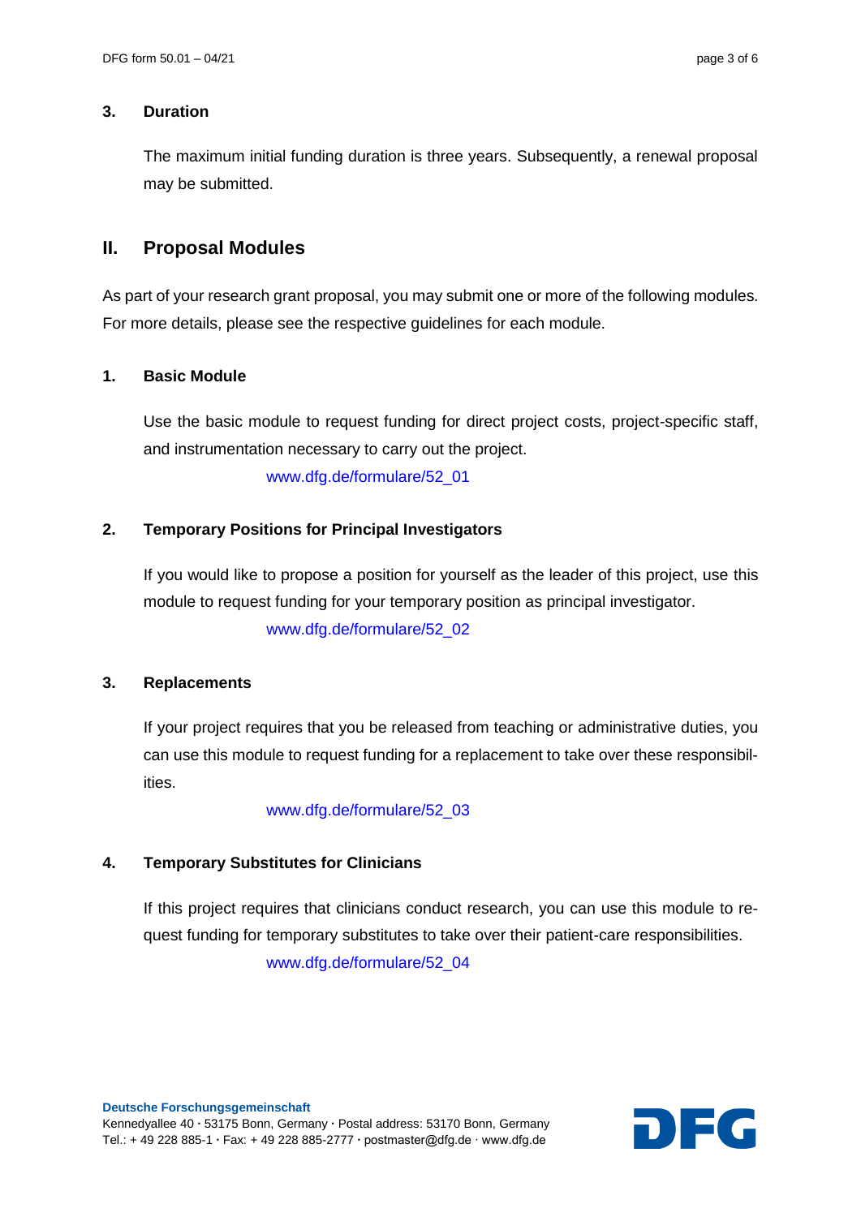### 3. Duration

The maximum initial funding duration is three years. Subsequently, a renewal proposal may be submitted.

## II. Proposal Modules

As part of your research grant proposal, you may submit one or more of the following modules. For more details, please see the respective guidelines for each module.

### 1. Basic Module

Use the basic module to request funding for direct project costs, project-specific staff, and instrumentation necessary to carry out the project.

www.dfg.de/formulare/52_01

### 2. Temporary Positions for Principal Investigators

If you would like to propose a position for yourself as the leader of this project, use this module to request funding for your temporary position as principal investigator.

www.dfg.de/formulare/52_02

### 3. Replacements

If your project requires that you be released from teaching or administrative duties, you can use this module to request funding for a replacement to take over these responsibilities.

www.dfg.de/formulare/52_03

### 4. Temporary Substitutes for Clinicians

If this project requires that clinicians conduct research, you can use this module to request funding for temporary substitutes to take over their patient-care responsibilities.

www.dfg.de/formulare/52_04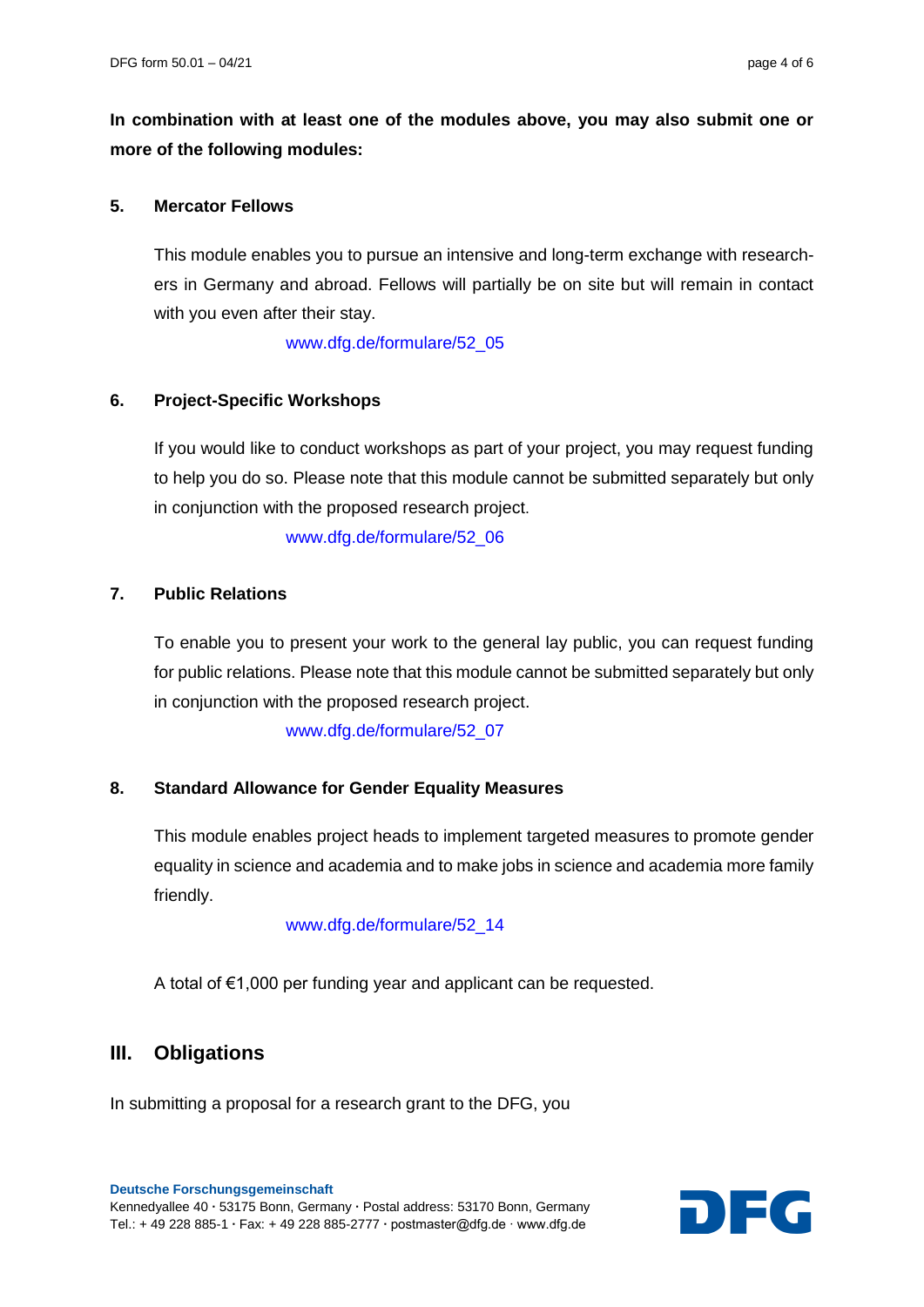**In combination with at least one of the modules above, you may also submit one or more of the following modules:**

### 5. Mercator Fellows

This module enables you to pursue an intensive and long-term exchange with researchers in Germany and abroad. Fellows will partially be on site but will remain in contact with you even after their stay.

www.dfg.de/formulare/52_05

### 6. Project-Specific Workshops

If you would like to conduct workshops as part of your project, you may request funding to help you do so. Please note that this module cannot be submitted separately but only in conjunction with the proposed research project.

www.dfg.de/formulare/52_06

### 7. Public Relations

To enable you to present your work to the general lay public, you can request funding for public relations. Please note that this module cannot be submitted separately but only in conjunction with the proposed research project.

www.dfg.de/formulare/52_07

### 8. Standard Allowance for Gender Equality Measures

This module enables project heads to implement targeted measures to promote gender equality in science and academia and to make jobs in science and academia more family friendly.

www.dfg.de/formulare/52_14

A total of €1,000 per funding year and applicant can be requested.

## III. Obligations

In submitting a proposal for a research grant to the DFG, you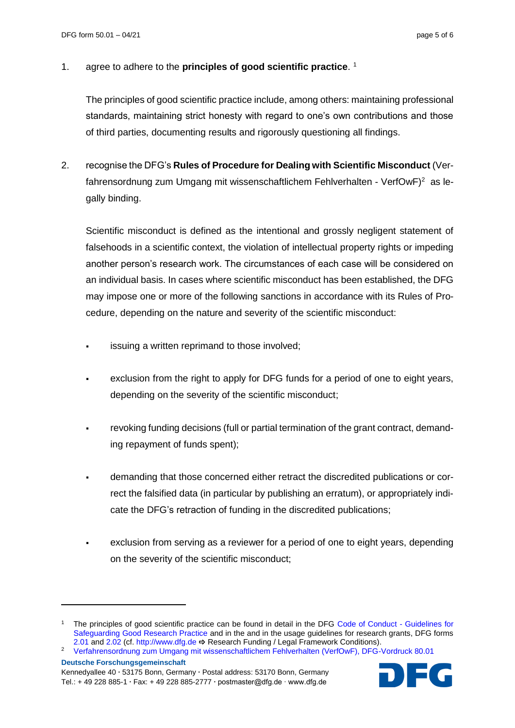1. agree to adhere to the **principles of good scientific practice**. [1]

   The principles of good scientific practice include, among others: maintaining professional standards, maintaining strict honesty with regard to one's own contributions and those of third parties, documenting results and rigorously questioning all findings.

2. recognise the DFG's **Rules of Procedure for Dealing with Scientific Misconduct** (Verfahrensordnung zum Umgang mit wissenschaftlichem Fehlverhalten - VerfOwF)[2] as legally binding.

   Scientific misconduct is defined as the intentional and grossly negligent statement of falsehoods in a scientific context, the violation of intellectual property rights or impeding another person's research work. The circumstances of each case will be considered on an individual basis. In cases where scientific misconduct has been established, the DFG may impose one or more of the following sanctions in accordance with its Rules of Procedure, depending on the nature and severity of the scientific misconduct:

   - issuing a written reprimand to those involved;
   - exclusion from the right to apply for DFG funds for a period of one to eight years, depending on the severity of the scientific misconduct;
   - revoking funding decisions (full or partial termination of the grant contract, demanding repayment of funds spent);
   - demanding that those concerned either retract the discredited publications or correct the falsified data (in particular by publishing an erratum), or appropriately indicate the DFG's retraction of funding in the discredited publications;
   - exclusion from serving as a reviewer for a period of one to eight years, depending on the severity of the scientific misconduct;

---

[1] The principles of good scientific practice can be found in detail in the DFG Code of Conduct - Guidelines for Safeguarding Good Research Practice and in the and in the usage guidelines for research grants, DFG forms 2.01 and 2.02 (cf. http://www.dfg.de ⇨ Research Funding / Legal Framework Conditions).

[2] Verfahrensordnung zum Umgang mit wissenschaftlichem Fehlverhalten (VerfOwF), DFG-Vordruck 80.01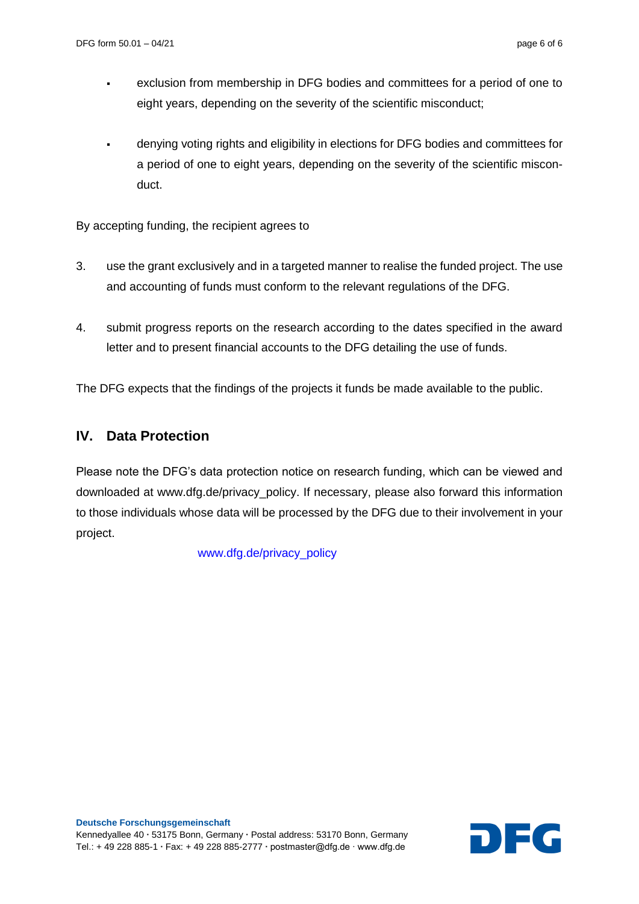- exclusion from membership in DFG bodies and committees for a period of one to eight years, depending on the severity of the scientific misconduct;

- denying voting rights and eligibility in elections for DFG bodies and committees for a period of one to eight years, depending on the severity of the scientific misconduct.

By accepting funding, the recipient agrees to

3. use the grant exclusively and in a targeted manner to realise the funded project. The use and accounting of funds must conform to the relevant regulations of the DFG.

4. submit progress reports on the research according to the dates specified in the award letter and to present financial accounts to the DFG detailing the use of funds.

The DFG expects that the findings of the projects it funds be made available to the public.

## IV. Data Protection

Please note the DFG's data protection notice on research funding, which can be viewed and downloaded at www.dfg.de/privacy_policy. If necessary, please also forward this information to those individuals whose data will be processed by the DFG due to their involvement in your project.

www.dfg.de/privacy_policy

**Deutsche Forschungsgemeinschaft**
Kennedyallee 40 · 53175 Bonn, Germany · Postal address: 53170 Bonn, Germany
Tel.: + 49 228 885-1 · Fax: + 49 228 885-2777 · postmaster@dfg.de · www.dfg.de